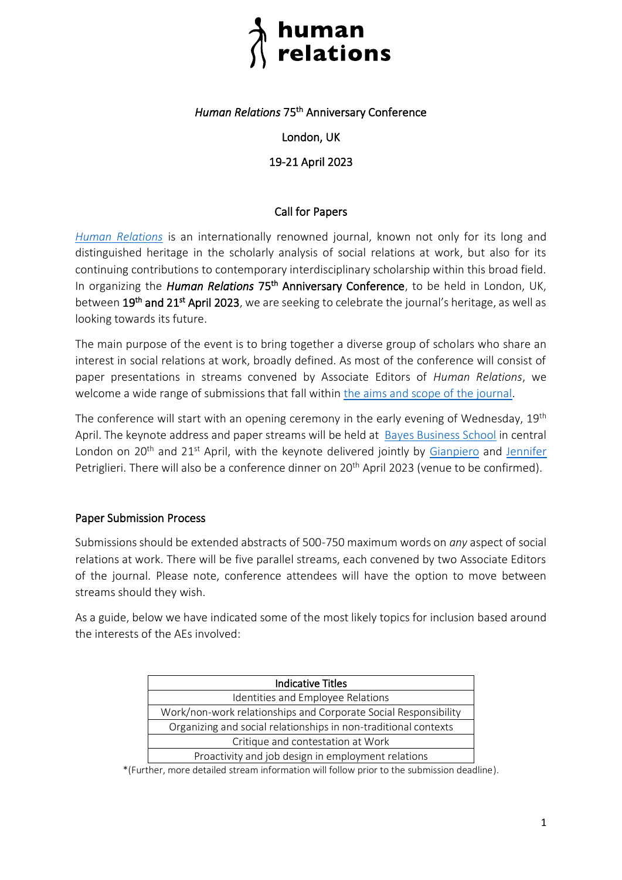# human relations

*Human Relations* 75th Anniversary Conference

London, UK

19-21 April 2023

## Call for Papers

*Human Relations* is an internationally renowned journal, known not only for its long and distinguished heritage in the scholarly analysis of social relations at work, but also for its continuing contributions to contemporary interdisciplinary scholarship within this broad field. In organizing the ***Human Relations* 75th Anniversary Conference**, to be held in London, UK, between **19th and 21st April 2023**, we are seeking to celebrate the journal's heritage, as well as looking towards its future.

The main purpose of the event is to bring together a diverse group of scholars who share an interest in social relations at work, broadly defined. As most of the conference will consist of paper presentations in streams convened by Associate Editors of *Human Relations*, we welcome a wide range of submissions that fall within the aims and scope of the journal.

The conference will start with an opening ceremony in the early evening of Wednesday, 19th April. The keynote address and paper streams will be held at Bayes Business School in central London on 20th and 21st April, with the keynote delivered jointly by Gianpiero and Jennifer Petriglieri. There will also be a conference dinner on 20th April 2023 (venue to be confirmed).

## Paper Submission Process

Submissions should be extended abstracts of 500-750 maximum words on *any* aspect of social relations at work. There will be five parallel streams, each convened by two Associate Editors of the journal. Please note, conference attendees will have the option to move between streams should they wish.

As a guide, below we have indicated some of the most likely topics for inclusion based around the interests of the AEs involved:

| Indicative Titles |
| --- |
| Identities and Employee Relations |
| Work/non-work relationships and Corporate Social Responsibility |
| Organizing and social relationships in non-traditional contexts |
| Critique and contestation at Work |
| Proactivity and job design in employment relations |

*(Further, more detailed stream information will follow prior to the submission deadline).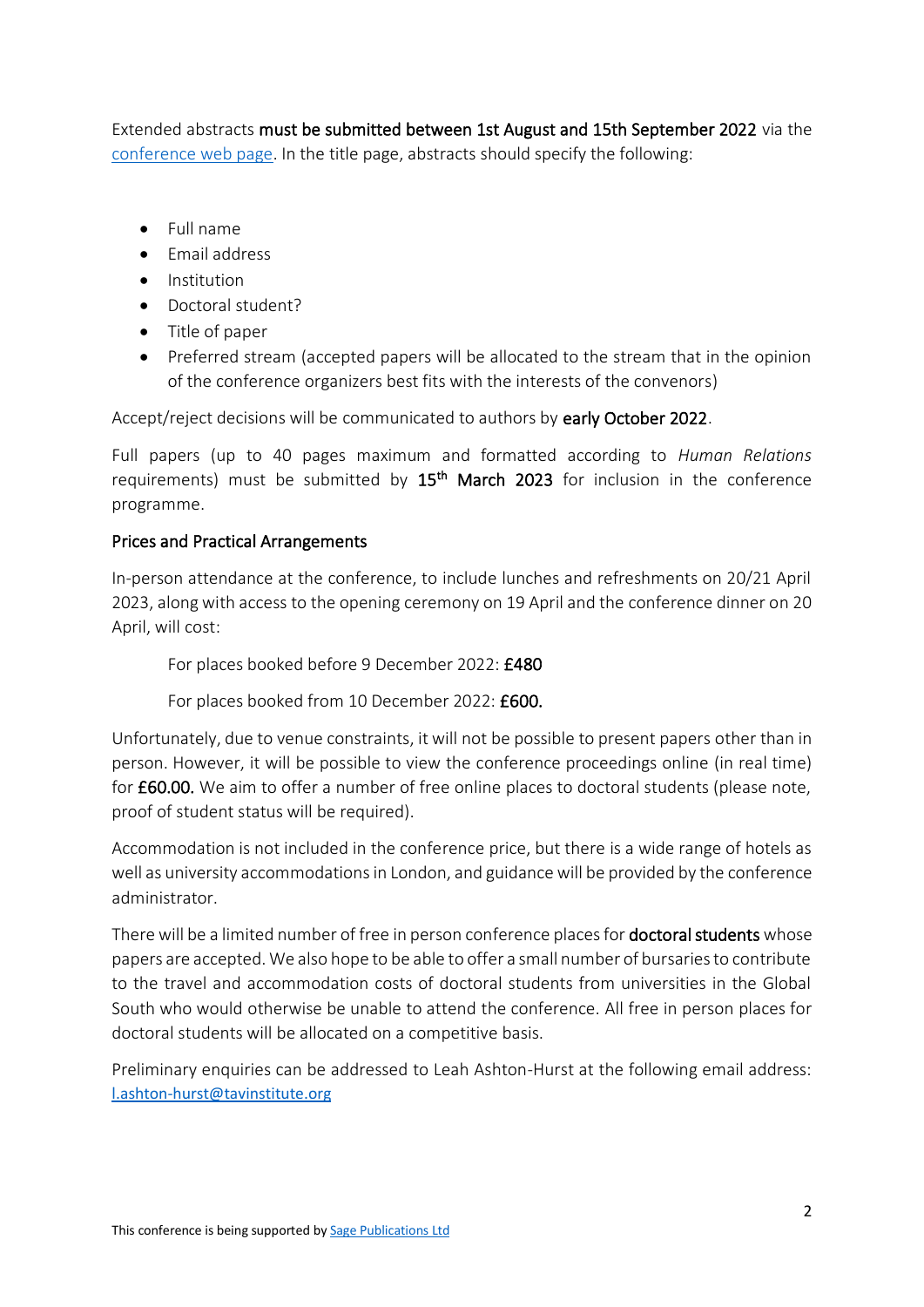Extended abstracts **must be submitted between 1st August and 15th September 2022** via the [conference web page](). In the title page, abstracts should specify the following:

- Full name
- Email address
- Institution
- Doctoral student?
- Title of paper
- Preferred stream (accepted papers will be allocated to the stream that in the opinion of the conference organizers best fits with the interests of the convenors)

Accept/reject decisions will be communicated to authors by **early October 2022**.

Full papers (up to 40 pages maximum and formatted according to *Human Relations* requirements) must be submitted by **15th March 2023** for inclusion in the conference programme.

## Prices and Practical Arrangements

In-person attendance at the conference, to include lunches and refreshments on 20/21 April 2023, along with access to the opening ceremony on 19 April and the conference dinner on 20 April, will cost:

For places booked before 9 December 2022: **£480**

For places booked from 10 December 2022: **£600.**

Unfortunately, due to venue constraints, it will not be possible to present papers other than in person. However, it will be possible to view the conference proceedings online (in real time) for **£60.00.** We aim to offer a number of free online places to doctoral students (please note, proof of student status will be required).

Accommodation is not included in the conference price, but there is a wide range of hotels as well as university accommodations in London, and guidance will be provided by the conference administrator.

There will be a limited number of free in person conference places for **doctoral students** whose papers are accepted. We also hope to be able to offer a small number of bursaries to contribute to the travel and accommodation costs of doctoral students from universities in the Global South who would otherwise be unable to attend the conference. All free in person places for doctoral students will be allocated on a competitive basis.

Preliminary enquiries can be addressed to Leah Ashton-Hurst at the following email address: [l.ashton-hurst@tavinstitute.org](mailto:l.ashton-hurst@tavinstitute.org)

This conference is being supported by [Sage Publications Ltd]()